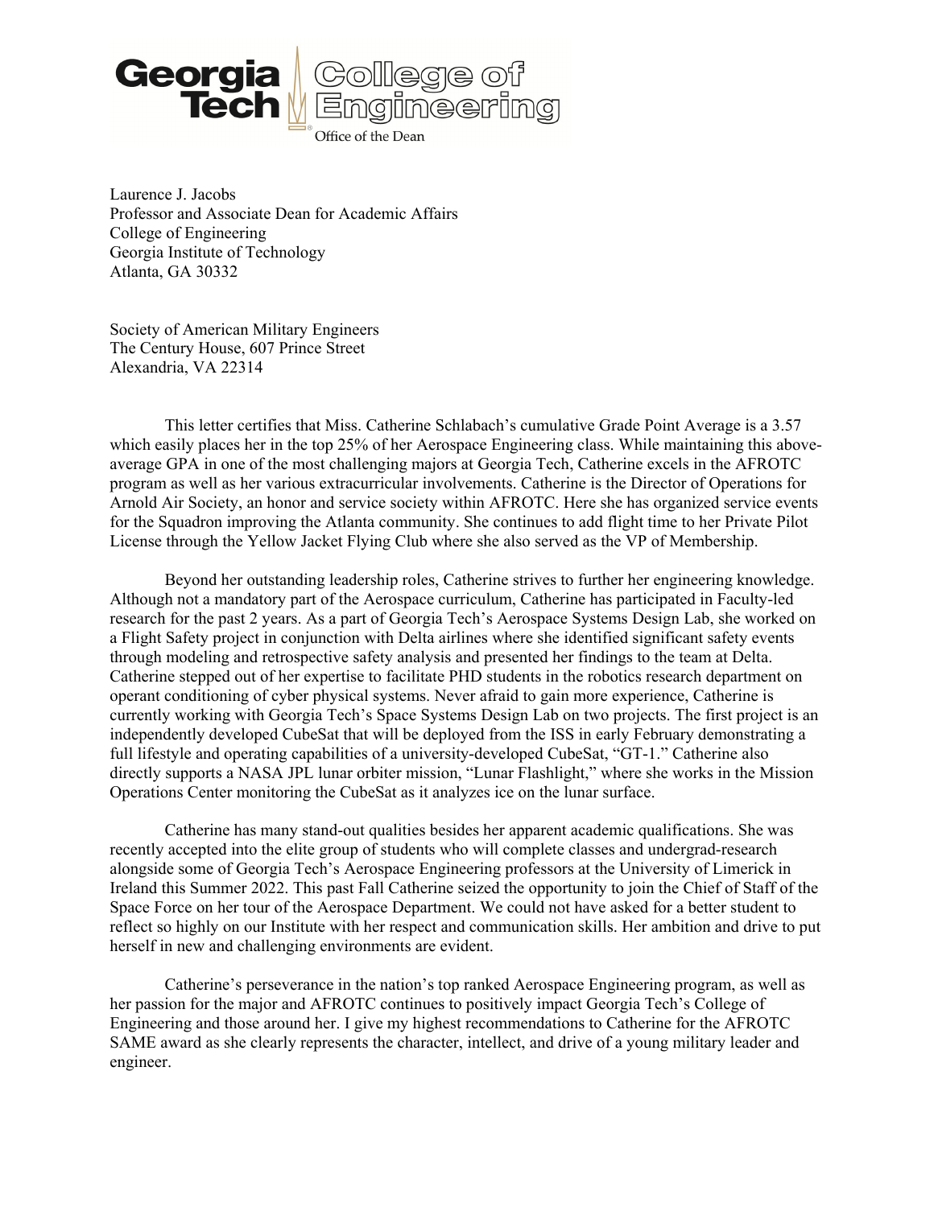Georgia Tech | College of Engineering
Office of the Dean

Laurence J. Jacobs
Professor and Associate Dean for Academic Affairs
College of Engineering
Georgia Institute of Technology
Atlanta, GA 30332

Society of American Military Engineers
The Century House, 607 Prince Street
Alexandria, VA 22314

This letter certifies that Miss. Catherine Schlabach's cumulative Grade Point Average is a 3.57 which easily places her in the top 25% of her Aerospace Engineering class. While maintaining this above-average GPA in one of the most challenging majors at Georgia Tech, Catherine excels in the AFROTC program as well as her various extracurricular involvements. Catherine is the Director of Operations for Arnold Air Society, an honor and service society within AFROTC. Here she has organized service events for the Squadron improving the Atlanta community. She continues to add flight time to her Private Pilot License through the Yellow Jacket Flying Club where she also served as the VP of Membership.

Beyond her outstanding leadership roles, Catherine strives to further her engineering knowledge. Although not a mandatory part of the Aerospace curriculum, Catherine has participated in Faculty-led research for the past 2 years. As a part of Georgia Tech's Aerospace Systems Design Lab, she worked on a Flight Safety project in conjunction with Delta airlines where she identified significant safety events through modeling and retrospective safety analysis and presented her findings to the team at Delta. Catherine stepped out of her expertise to facilitate PHD students in the robotics research department on operant conditioning of cyber physical systems. Never afraid to gain more experience, Catherine is currently working with Georgia Tech's Space Systems Design Lab on two projects. The first project is an independently developed CubeSat that will be deployed from the ISS in early February demonstrating a full lifestyle and operating capabilities of a university-developed CubeSat, "GT-1." Catherine also directly supports a NASA JPL lunar orbiter mission, "Lunar Flashlight," where she works in the Mission Operations Center monitoring the CubeSat as it analyzes ice on the lunar surface.

Catherine has many stand-out qualities besides her apparent academic qualifications. She was recently accepted into the elite group of students who will complete classes and undergrad-research alongside some of Georgia Tech's Aerospace Engineering professors at the University of Limerick in Ireland this Summer 2022. This past Fall Catherine seized the opportunity to join the Chief of Staff of the Space Force on her tour of the Aerospace Department. We could not have asked for a better student to reflect so highly on our Institute with her respect and communication skills. Her ambition and drive to put herself in new and challenging environments are evident.

Catherine's perseverance in the nation's top ranked Aerospace Engineering program, as well as her passion for the major and AFROTC continues to positively impact Georgia Tech's College of Engineering and those around her. I give my highest recommendations to Catherine for the AFROTC SAME award as she clearly represents the character, intellect, and drive of a young military leader and engineer.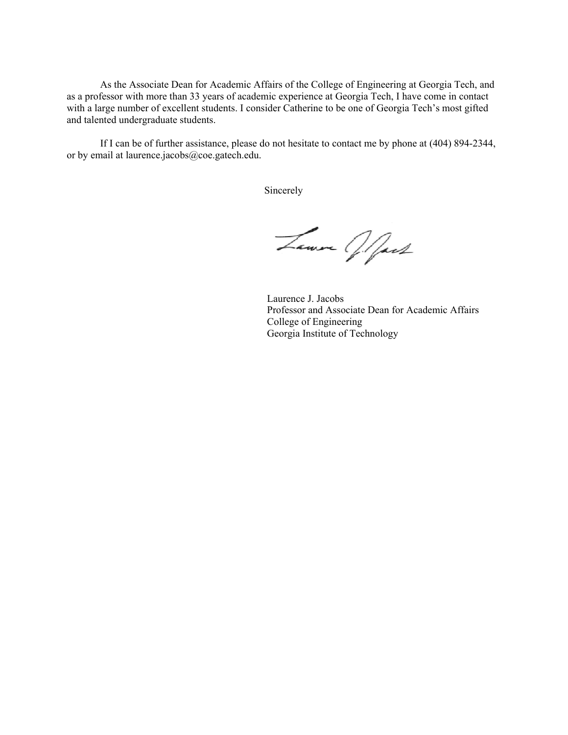As the Associate Dean for Academic Affairs of the College of Engineering at Georgia Tech, and as a professor with more than 33 years of academic experience at Georgia Tech, I have come in contact with a large number of excellent students. I consider Catherine to be one of Georgia Tech's most gifted and talented undergraduate students.

If I can be of further assistance, please do not hesitate to contact me by phone at (404) 894-2344, or by email at laurence.jacobs@coe.gatech.edu.

Sincerely

Laurence J. Jacobs
Professor and Associate Dean for Academic Affairs
College of Engineering
Georgia Institute of Technology